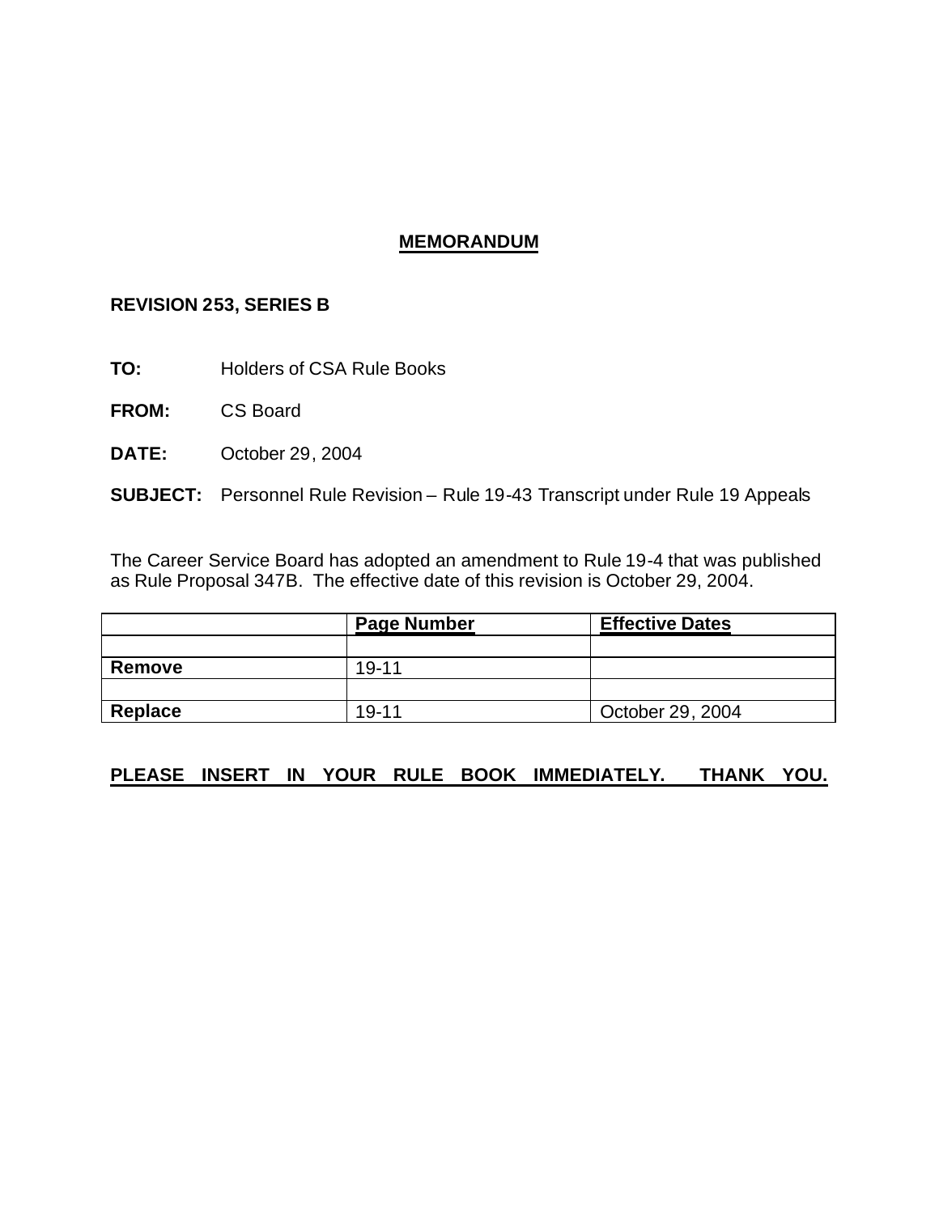# **MEMORANDUM**

**REVISION 253, SERIES B**

**TO:** Holders of CSA Rule Books

**FROM:** CS Board

**DATE:** October 29, 2004

**SUBJECT:** Personnel Rule Revision – Rule 19-43 Transcript under Rule 19 Appeals

The Career Service Board has adopted an amendment to Rule 19-4 that was published as Rule Proposal 347B. The effective date of this revision is October 29, 2004.

| | Page Number | Effective Dates |
|---|---|---|
| | | |
| **Remove** | 19-11 | |
| | | |
| **Replace** | 19-11 | October 29, 2004 |

**PLEASE INSERT IN YOUR RULE BOOK IMMEDIATELY. THANK YOU.**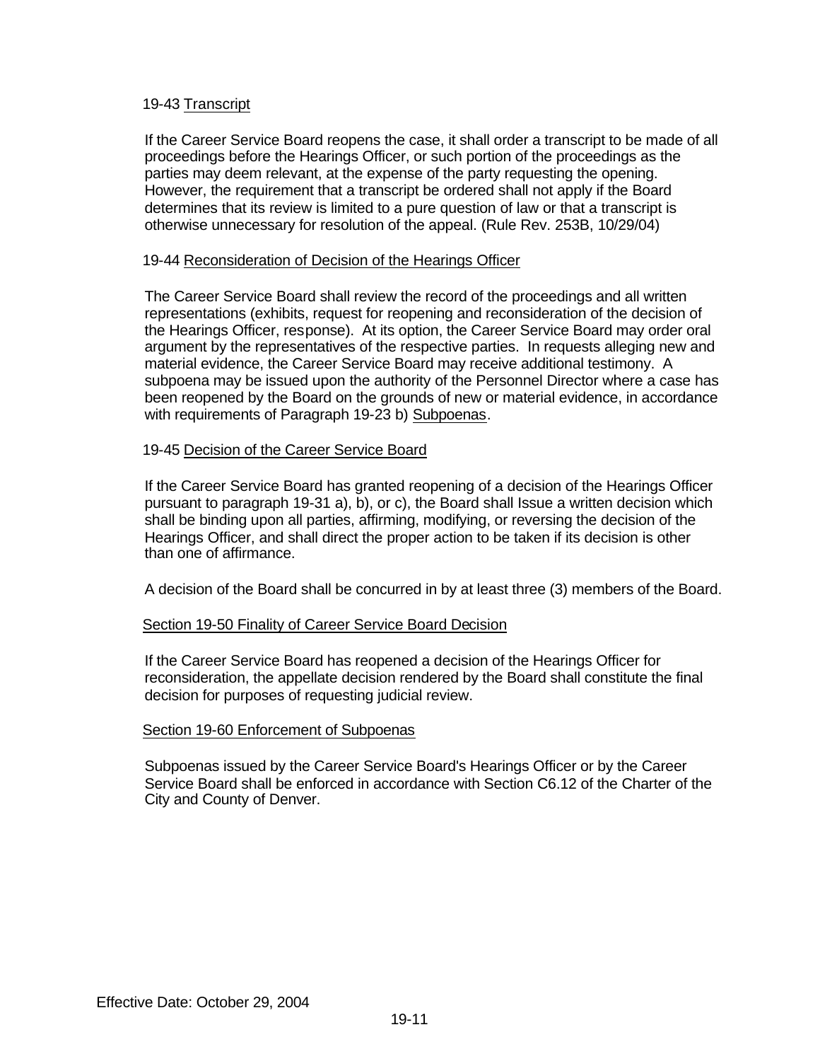19-43 Transcript

If the Career Service Board reopens the case, it shall order a transcript to be made of all proceedings before the Hearings Officer, or such portion of the proceedings as the parties may deem relevant, at the expense of the party requesting the opening. However, the requirement that a transcript be ordered shall not apply if the Board determines that its review is limited to a pure question of law or that a transcript is otherwise unnecessary for resolution of the appeal. (Rule Rev. 253B, 10/29/04)

19-44 Reconsideration of Decision of the Hearings Officer

The Career Service Board shall review the record of the proceedings and all written representations (exhibits, request for reopening and reconsideration of the decision of the Hearings Officer, response). At its option, the Career Service Board may order oral argument by the representatives of the respective parties. In requests alleging new and material evidence, the Career Service Board may receive additional testimony. A subpoena may be issued upon the authority of the Personnel Director where a case has been reopened by the Board on the grounds of new or material evidence, in accordance with requirements of Paragraph 19-23 b) Subpoenas.

19-45 Decision of the Career Service Board

If the Career Service Board has granted reopening of a decision of the Hearings Officer pursuant to paragraph 19-31 a), b), or c), the Board shall Issue a written decision which shall be binding upon all parties, affirming, modifying, or reversing the decision of the Hearings Officer, and shall direct the proper action to be taken if its decision is other than one of affirmance.

A decision of the Board shall be concurred in by at least three (3) members of the Board.

## Section 19-50 Finality of Career Service Board Decision

If the Career Service Board has reopened a decision of the Hearings Officer for reconsideration, the appellate decision rendered by the Board shall constitute the final decision for purposes of requesting judicial review.

## Section 19-60 Enforcement of Subpoenas

Subpoenas issued by the Career Service Board's Hearings Officer or by the Career Service Board shall be enforced in accordance with Section C6.12 of the Charter of the City and County of Denver.

Effective Date: October 29, 2004